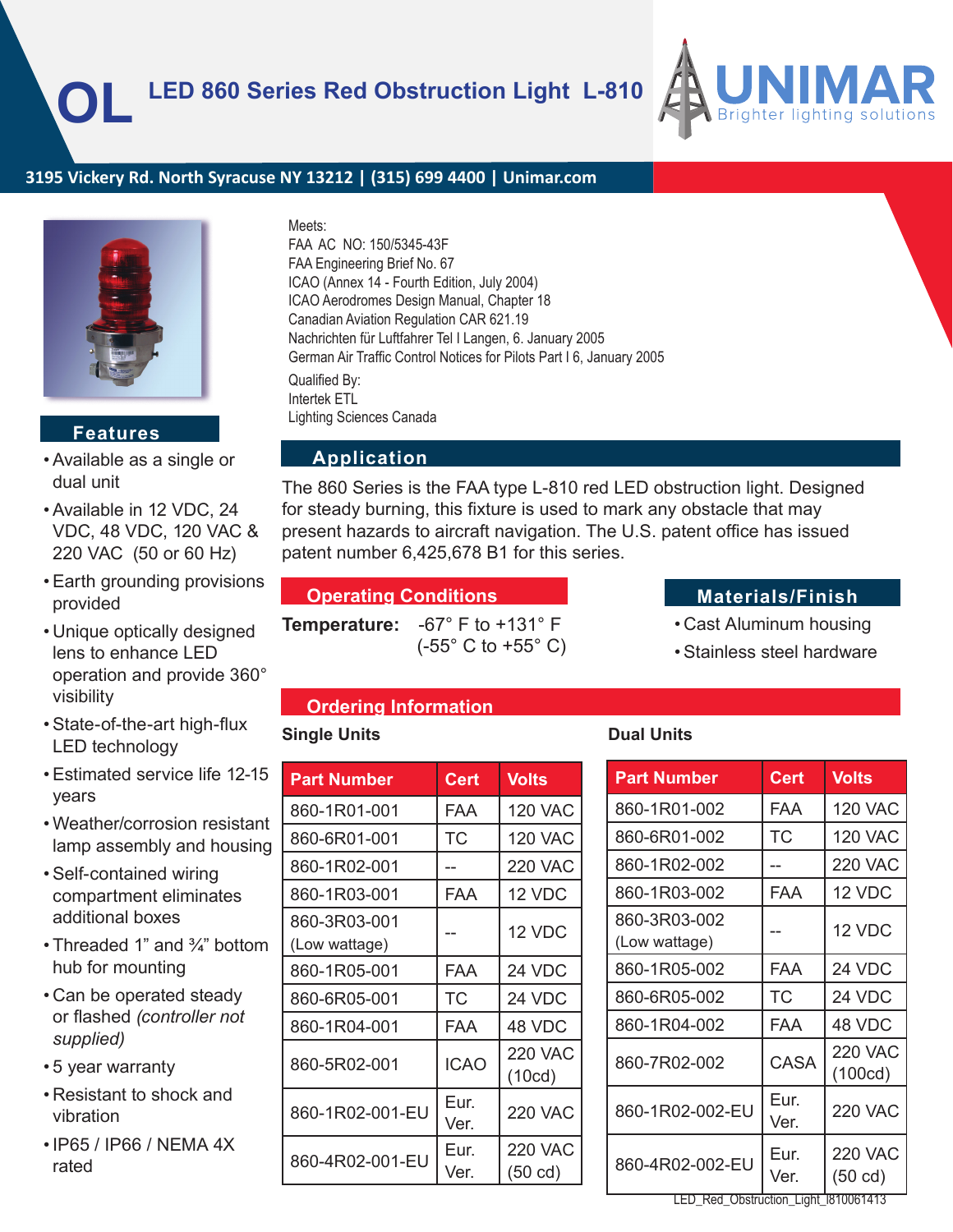# OL LED 860 Series Red Obstruction Light L-810

UNIMAR
Brighter lighting solutions

3195 Vickery Rd. North Syracuse NY 13212 | (315) 699 4400 | Unimar.com

Meets:
FAA AC NO: 150/5345-43F
FAA Engineering Brief No. 67
ICAO (Annex 14 - Fourth Edition, July 2004)
ICAO Aerodromes Design Manual, Chapter 18
Canadian Aviation Regulation CAR 621.19
Nachrichten für Luftfahrer Tel I Langen, 6. January 2005
German Air Traffic Control Notices for Pilots Part I 6, January 2005

Qualified By:
Intertek ETL
Lighting Sciences Canada

## Features

- Available as a single or dual unit
- Available in 12 VDC, 24 VDC, 48 VDC, 120 VAC & 220 VAC (50 or 60 Hz)
- Earth grounding provisions provided
- Unique optically designed lens to enhance LED operation and provide 360° visibility
- State-of-the-art high-flux LED technology
- Estimated service life 12-15 years
- Weather/corrosion resistant lamp assembly and housing
- Self-contained wiring compartment eliminates additional boxes
- Threaded 1" and ¾" bottom hub for mounting
- Can be operated steady or flashed *(controller not supplied)*
- 5 year warranty
- Resistant to shock and vibration
- IP65 / IP66 / NEMA 4X rated

## Application

The 860 Series is the FAA type L-810 red LED obstruction light. Designed for steady burning, this fixture is used to mark any obstacle that may present hazards to aircraft navigation. The U.S. patent office has issued patent number 6,425,678 B1 for this series.

## Operating Conditions

**Temperature:** -67° F to +131° F (-55° C to +55° C)

## Materials/Finish

- Cast Aluminum housing
- Stainless steel hardware

## Ordering Information

### Single Units

| Part Number | Cert | Volts |
|---|---|---|
| 860-1R01-001 | FAA | 120 VAC |
| 860-6R01-001 | TC | 120 VAC |
| 860-1R02-001 | -- | 220 VAC |
| 860-1R03-001 | FAA | 12 VDC |
| 860-3R03-001 (Low wattage) | -- | 12 VDC |
| 860-1R05-001 | FAA | 24 VDC |
| 860-6R05-001 | TC | 24 VDC |
| 860-1R04-001 | FAA | 48 VDC |
| 860-5R02-001 | ICAO | 220 VAC (10cd) |
| 860-1R02-001-EU | Eur. Ver. | 220 VAC |
| 860-4R02-001-EU | Eur. Ver. | 220 VAC (50 cd) |

### Dual Units

| Part Number | Cert | Volts |
|---|---|---|
| 860-1R01-002 | FAA | 120 VAC |
| 860-6R01-002 | TC | 120 VAC |
| 860-1R02-002 | -- | 220 VAC |
| 860-1R03-002 | FAA | 12 VDC |
| 860-3R03-002 (Low wattage) | -- | 12 VDC |
| 860-1R05-002 | FAA | 24 VDC |
| 860-6R05-002 | TC | 24 VDC |
| 860-1R04-002 | FAA | 48 VDC |
| 860-7R02-002 | CASA | 220 VAC (100cd) |
| 860-1R02-002-EU | Eur. Ver. | 220 VAC |
| 860-4R02-002-EU | Eur. Ver. | 220 VAC (50 cd) |

LED_Red_Obstruction_Light_l810061413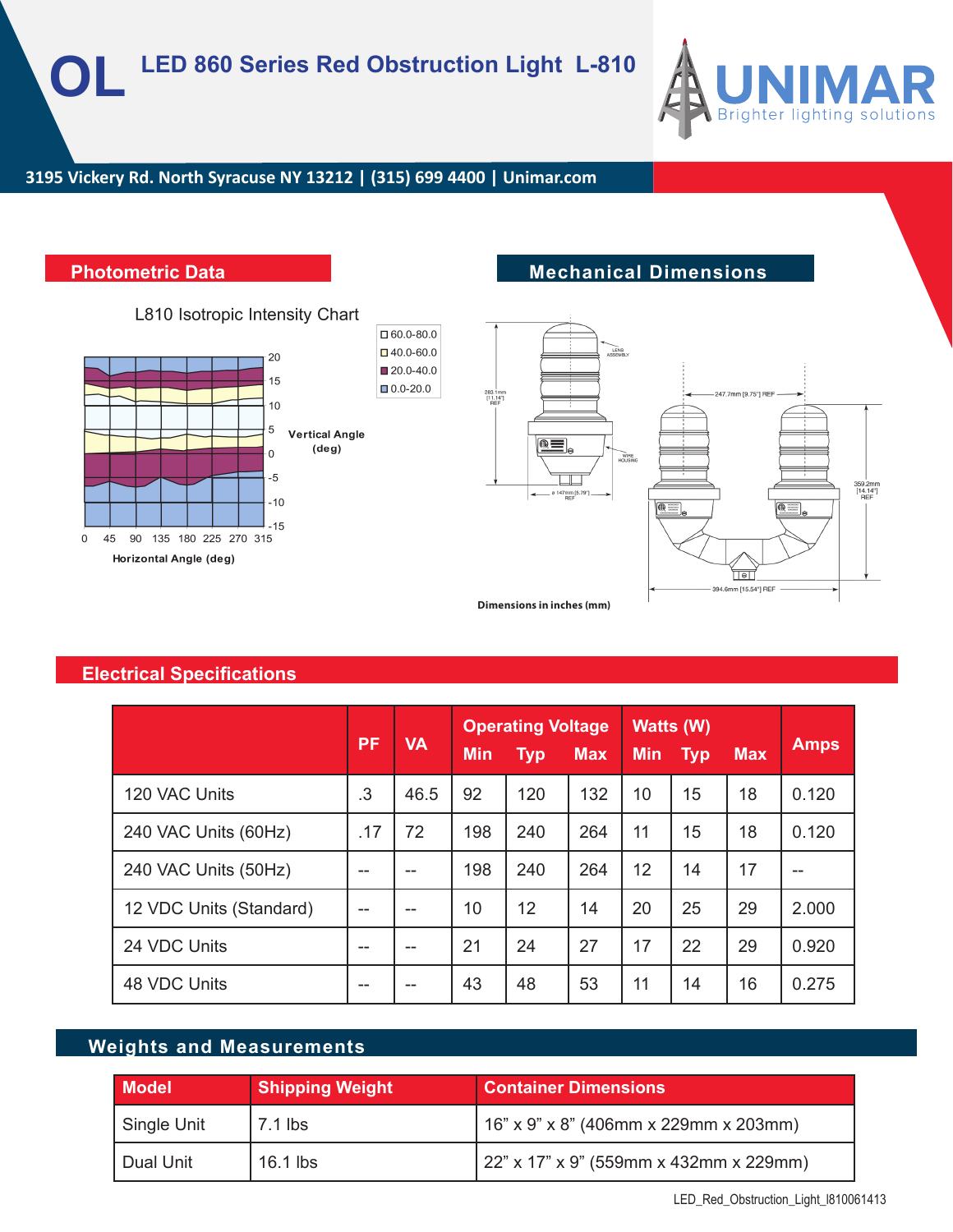# OL LED 860 Series Red Obstruction Light L-810

UNIMAR
Brighter lighting solutions

3195 Vickery Rd. North Syracuse NY 13212 | (315) 699 4400 | Unimar.com

## Photometric Data

L810 Isotropic Intensity Chart

60.0-80.0
40.0-60.0
20.0-40.0
0.0-20.0

20
15
10
5
0
-5
-10
-15

Vertical Angle (deg)

0 45 90 135 180 225 270 315

Horizontal Angle (deg)

## Mechanical Dimensions

LENS ASSEMBLY

283.1mm [11.14"] REF

WIRE HOUSING

ø 147mm [5.79"] REF

247.7mm [9.75"] REF

359.2mm [14.14"] REF

394.6mm [15.54"] REF

Dimensions in inches (mm)

## Electrical Specifications

| | PF | VA | Operating Voltage Min | Typ | Max | Watts (W) Min | Typ | Max | Amps |
|---|---|---|---|---|---|---|---|---|---|
| 120 VAC Units | .3 | 46.5 | 92 | 120 | 132 | 10 | 15 | 18 | 0.120 |
| 240 VAC Units (60Hz) | .17 | 72 | 198 | 240 | 264 | 11 | 15 | 18 | 0.120 |
| 240 VAC Units (50Hz) | -- | -- | 198 | 240 | 264 | 12 | 14 | 17 | -- |
| 12 VDC Units (Standard) | -- | -- | 10 | 12 | 14 | 20 | 25 | 29 | 2.000 |
| 24 VDC Units | -- | -- | 21 | 24 | 27 | 17 | 22 | 29 | 0.920 |
| 48 VDC Units | -- | -- | 43 | 48 | 53 | 11 | 14 | 16 | 0.275 |

## Weights and Measurements

| Model | Shipping Weight | Container Dimensions |
|---|---|---|
| Single Unit | 7.1 lbs | 16" x 9" x 8" (406mm x 229mm x 203mm) |
| Dual Unit | 16.1 lbs | 22" x 17" x 9" (559mm x 432mm x 229mm) |

LED_Red_Obstruction_Light_l810061413